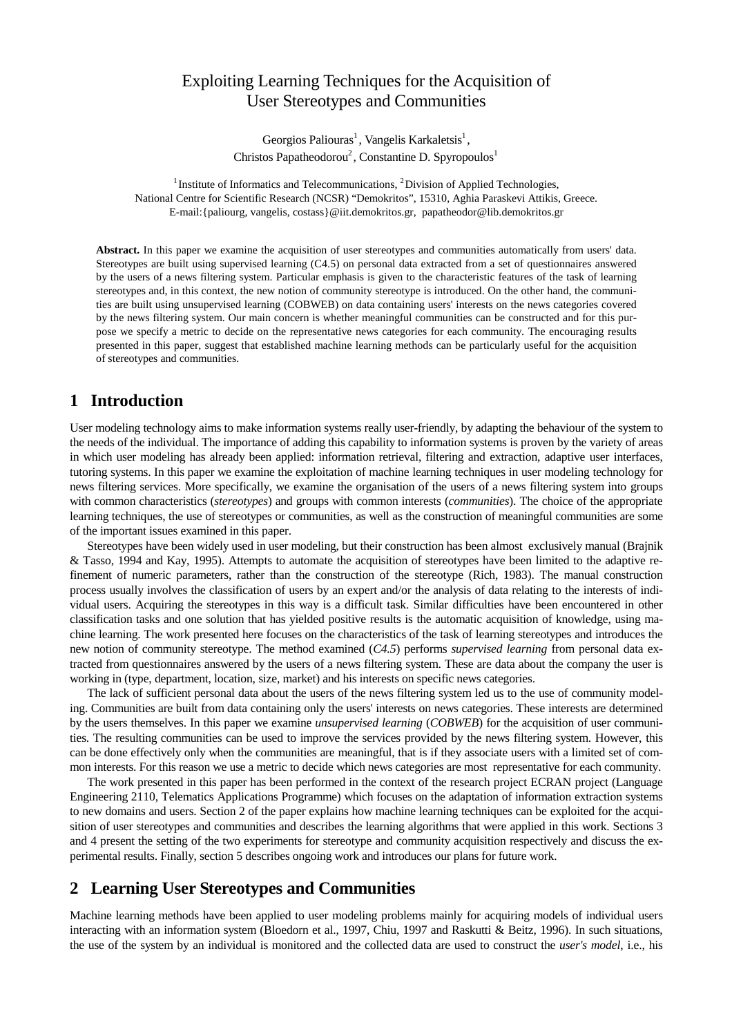# Exploiting Learning Techniques for the Acquisition of User Stereotypes and Communities

Georgios Paliouras[1], Vangelis Karkaletsis[1], Christos Papatheodorou[2], Constantine D. Spyropoulos[1]

[1] Institute of Informatics and Telecommunications, [2] Division of Applied Technologies, National Centre for Scientific Research (NCSR) "Demokritos", 15310, Aghia Paraskevi Attikis, Greece. E-mail:{paliourg, vangelis, costass}@iit.demokritos.gr, papatheodor@lib.demokritos.gr

**Abstract.** In this paper we examine the acquisition of user stereotypes and communities automatically from users' data. Stereotypes are built using supervised learning (C4.5) on personal data extracted from a set of questionnaires answered by the users of a news filtering system. Particular emphasis is given to the characteristic features of the task of learning stereotypes and, in this context, the new notion of community stereotype is introduced. On the other hand, the communities are built using unsupervised learning (COBWEB) on data containing users' interests on the news categories covered by the news filtering system. Our main concern is whether meaningful communities can be constructed and for this purpose we specify a metric to decide on the representative news categories for each community. The encouraging results presented in this paper, suggest that established machine learning methods can be particularly useful for the acquisition of stereotypes and communities.

## 1 Introduction

User modeling technology aims to make information systems really user-friendly, by adapting the behaviour of the system to the needs of the individual. The importance of adding this capability to information systems is proven by the variety of areas in which user modeling has already been applied: information retrieval, filtering and extraction, adaptive user interfaces, tutoring systems. In this paper we examine the exploitation of machine learning techniques in user modeling technology for news filtering services. More specifically, we examine the organisation of the users of a news filtering system into groups with common characteristics (*stereotypes*) and groups with common interests (*communities*). The choice of the appropriate learning techniques, the use of stereotypes or communities, as well as the construction of meaningful communities are some of the important issues examined in this paper.

Stereotypes have been widely used in user modeling, but their construction has been almost exclusively manual (Brajnik & Tasso, 1994 and Kay, 1995). Attempts to automate the acquisition of stereotypes have been limited to the adaptive refinement of numeric parameters, rather than the construction of the stereotype (Rich, 1983). The manual construction process usually involves the classification of users by an expert and/or the analysis of data relating to the interests of individual users. Acquiring the stereotypes in this way is a difficult task. Similar difficulties have been encountered in other classification tasks and one solution that has yielded positive results is the automatic acquisition of knowledge, using machine learning. The work presented here focuses on the characteristics of the task of learning stereotypes and introduces the new notion of community stereotype. The method examined (*C4.5*) performs *supervised learning* from personal data extracted from questionnaires answered by the users of a news filtering system. These are data about the company the user is working in (type, department, location, size, market) and his interests on specific news categories.

The lack of sufficient personal data about the users of the news filtering system led us to the use of community modeling. Communities are built from data containing only the users' interests on news categories. These interests are determined by the users themselves. In this paper we examine *unsupervised learning* (*COBWEB*) for the acquisition of user communities. The resulting communities can be used to improve the services provided by the news filtering system. However, this can be done effectively only when the communities are meaningful, that is if they associate users with a limited set of common interests. For this reason we use a metric to decide which news categories are most representative for each community.

The work presented in this paper has been performed in the context of the research project ECRAN project (Language Engineering 2110, Telematics Applications Programme) which focuses on the adaptation of information extraction systems to new domains and users. Section 2 of the paper explains how machine learning techniques can be exploited for the acquisition of user stereotypes and communities and describes the learning algorithms that were applied in this work. Sections 3 and 4 present the setting of the two experiments for stereotype and community acquisition respectively and discuss the experimental results. Finally, section 5 describes ongoing work and introduces our plans for future work.

## 2 Learning User Stereotypes and Communities

Machine learning methods have been applied to user modeling problems mainly for acquiring models of individual users interacting with an information system (Bloedorn et al., 1997, Chiu, 1997 and Raskutti & Beitz, 1996). In such situations, the use of the system by an individual is monitored and the collected data are used to construct the *user's model*, i.e., his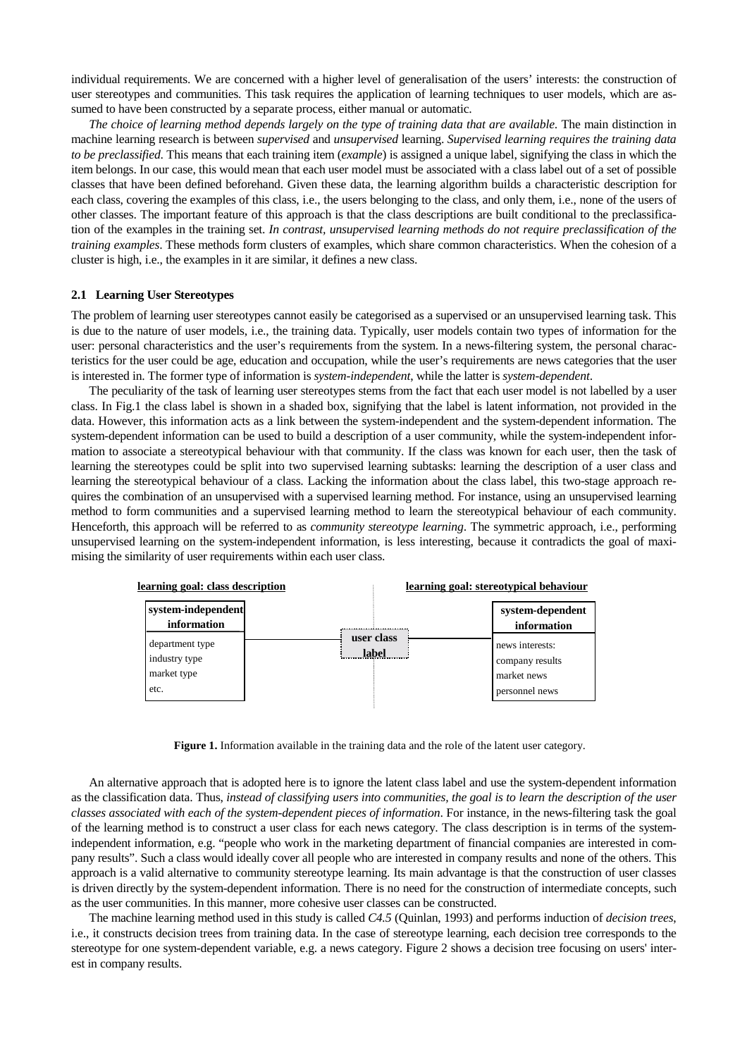individual requirements. We are concerned with a higher level of generalisation of the users' interests: the construction of user stereotypes and communities. This task requires the application of learning techniques to user models, which are assumed to have been constructed by a separate process, either manual or automatic.

*The choice of learning method depends largely on the type of training data that are available.* The main distinction in machine learning research is between *supervised* and *unsupervised* learning. *Supervised learning requires the training data to be preclassified.* This means that each training item (*example*) is assigned a unique label, signifying the class in which the item belongs. In our case, this would mean that each user model must be associated with a class label out of a set of possible classes that have been defined beforehand. Given these data, the learning algorithm builds a characteristic description for each class, covering the examples of this class, i.e., the users belonging to the class, and only them, i.e., none of the users of other classes. The important feature of this approach is that the class descriptions are built conditional to the preclassification of the examples in the training set. *In contrast, unsupervised learning methods do not require preclassification of the training examples*. These methods form clusters of examples, which share common characteristics. When the cohesion of a cluster is high, i.e., the examples in it are similar, it defines a new class.

### 2.1 Learning User Stereotypes

The problem of learning user stereotypes cannot easily be categorised as a supervised or an unsupervised learning task. This is due to the nature of user models, i.e., the training data. Typically, user models contain two types of information for the user: personal characteristics and the user's requirements from the system. In a news-filtering system, the personal characteristics for the user could be age, education and occupation, while the user's requirements are news categories that the user is interested in. The former type of information is *system-independent*, while the latter is *system-dependent*.

The peculiarity of the task of learning user stereotypes stems from the fact that each user model is not labelled by a user class. In Fig.1 the class label is shown in a shaded box, signifying that the label is latent information, not provided in the data. However, this information acts as a link between the system-independent and the system-dependent information. The system-dependent information can be used to build a description of a user community, while the system-independent information to associate a stereotypical behaviour with that community. If the class was known for each user, then the task of learning the stereotypes could be split into two supervised learning subtasks: learning the description of a user class and learning the stereotypical behaviour of a class. Lacking the information about the class label, this two-stage approach requires the combination of an unsupervised with a supervised learning method. For instance, using an unsupervised learning method to form communities and a supervised learning method to learn the stereotypical behaviour of each community. Henceforth, this approach will be referred to as *community stereotype learning*. The symmetric approach, i.e., performing unsupervised learning on the system-independent information, is less interesting, because it contradicts the goal of maximising the similarity of user requirements within each user class.

| learning goal: class description | | learning goal: stereotypical behaviour |
|---|---|---|
| **system-independent information** | **user class label** | **system-dependent information** |
| department type<br>industry type<br>market type<br>etc. | | news interests:<br>company results<br>market news<br>personnel news |

**Figure 1.** Information available in the training data and the role of the latent user category.

An alternative approach that is adopted here is to ignore the latent class label and use the system-dependent information as the classification data. Thus, *instead of classifying users into communities, the goal is to learn the description of the user classes associated with each of the system-dependent pieces of information*. For instance, in the news-filtering task the goal of the learning method is to construct a user class for each news category. The class description is in terms of the system-independent information, e.g. "people who work in the marketing department of financial companies are interested in company results". Such a class would ideally cover all people who are interested in company results and none of the others. This approach is a valid alternative to community stereotype learning. Its main advantage is that the construction of user classes is driven directly by the system-dependent information. There is no need for the construction of intermediate concepts, such as the user communities. In this manner, more cohesive user classes can be constructed.

The machine learning method used in this study is called *C4.5* (Quinlan, 1993) and performs induction of *decision trees*, i.e., it constructs decision trees from training data. In the case of stereotype learning, each decision tree corresponds to the stereotype for one system-dependent variable, e.g. a news category. Figure 2 shows a decision tree focusing on users' interest in company results.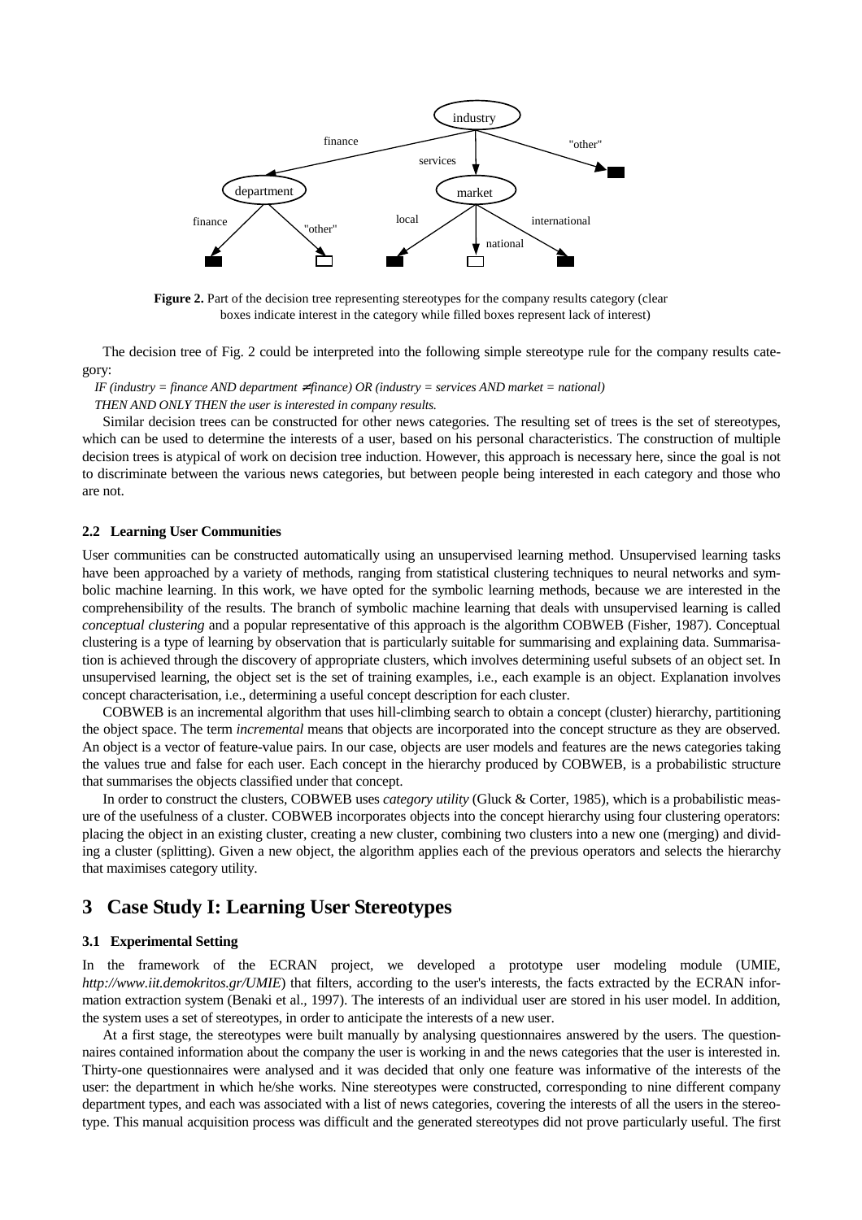**Figure 2.** Part of the decision tree representing stereotypes for the company results category (clear boxes indicate interest in the category while filled boxes represent lack of interest)

The decision tree of Fig. 2 could be interpreted into the following simple stereotype rule for the company results category:

*IF (industry = finance AND department ≠ finance) OR (industry = services AND market = national)*
*THEN AND ONLY THEN the user is interested in company results.*

Similar decision trees can be constructed for other news categories. The resulting set of trees is the set of stereotypes, which can be used to determine the interests of a user, based on his personal characteristics. The construction of multiple decision trees is atypical of work on decision tree induction. However, this approach is necessary here, since the goal is not to discriminate between the various news categories, but between people being interested in each category and those who are not.

### 2.2 Learning User Communities

User communities can be constructed automatically using an unsupervised learning method. Unsupervised learning tasks have been approached by a variety of methods, ranging from statistical clustering techniques to neural networks and symbolic machine learning. In this work, we have opted for the symbolic learning methods, because we are interested in the comprehensibility of the results. The branch of symbolic machine learning that deals with unsupervised learning is called *conceptual clustering* and a popular representative of this approach is the algorithm COBWEB (Fisher, 1987). Conceptual clustering is a type of learning by observation that is particularly suitable for summarising and explaining data. Summarisation is achieved through the discovery of appropriate clusters, which involves determining useful subsets of an object set. In unsupervised learning, the object set is the set of training examples, i.e., each example is an object. Explanation involves concept characterisation, i.e., determining a useful concept description for each cluster.

COBWEB is an incremental algorithm that uses hill-climbing search to obtain a concept (cluster) hierarchy, partitioning the object space. The term *incremental* means that objects are incorporated into the concept structure as they are observed. An object is a vector of feature-value pairs. In our case, objects are user models and features are the news categories taking the values true and false for each user. Each concept in the hierarchy produced by COBWEB, is a probabilistic structure that summarises the objects classified under that concept.

In order to construct the clusters, COBWEB uses *category utility* (Gluck & Corter, 1985), which is a probabilistic measure of the usefulness of a cluster. COBWEB incorporates objects into the concept hierarchy using four clustering operators: placing the object in an existing cluster, creating a new cluster, combining two clusters into a new one (merging) and dividing a cluster (splitting). Given a new object, the algorithm applies each of the previous operators and selects the hierarchy that maximises category utility.

## 3 Case Study I: Learning User Stereotypes

### 3.1 Experimental Setting

In the framework of the ECRAN project, we developed a prototype user modeling module (UMIE, *http://www.iit.demokritos.gr/UMIE*) that filters, according to the user's interests, the facts extracted by the ECRAN information extraction system (Benaki et al., 1997). The interests of an individual user are stored in his user model. In addition, the system uses a set of stereotypes, in order to anticipate the interests of a new user.

At a first stage, the stereotypes were built manually by analysing questionnaires answered by the users. The questionnaires contained information about the company the user is working in and the news categories that the user is interested in. Thirty-one questionnaires were analysed and it was decided that only one feature was informative of the interests of the user: the department in which he/she works. Nine stereotypes were constructed, corresponding to nine different company department types, and each was associated with a list of news categories, covering the interests of all the users in the stereotype. This manual acquisition process was difficult and the generated stereotypes did not prove particularly useful. The first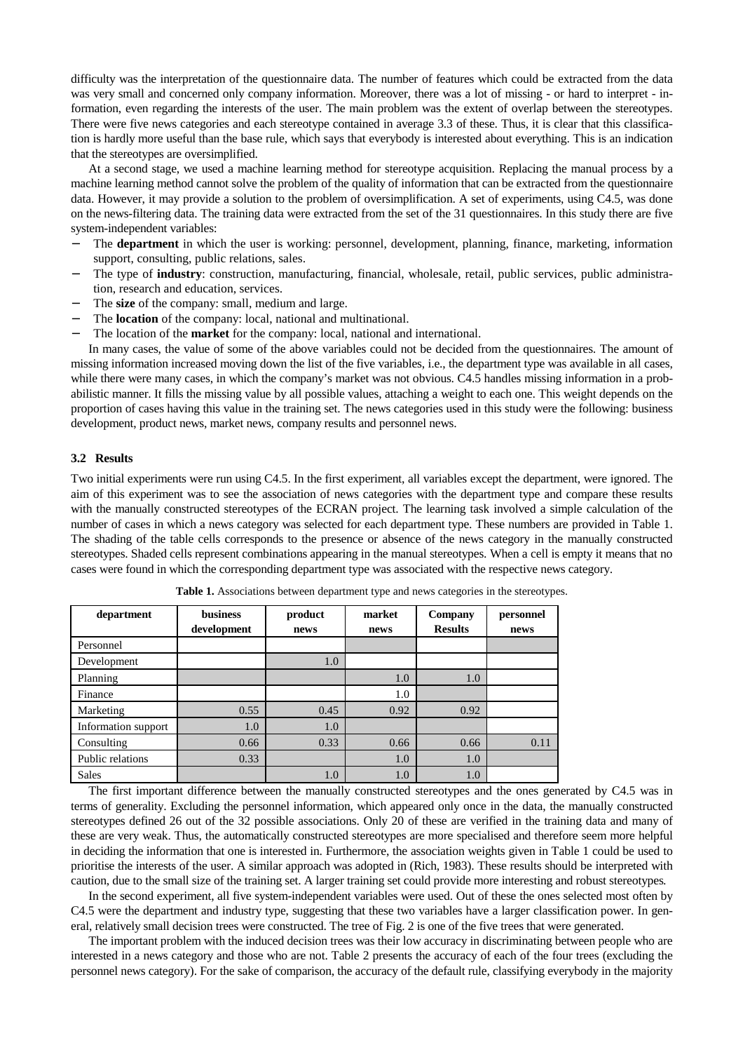difficulty was the interpretation of the questionnaire data. The number of features which could be extracted from the data was very small and concerned only company information. Moreover, there was a lot of missing - or hard to interpret - information, even regarding the interests of the user. The main problem was the extent of overlap between the stereotypes. There were five news categories and each stereotype contained in average 3.3 of these. Thus, it is clear that this classification is hardly more useful than the base rule, which says that everybody is interested about everything. This is an indication that the stereotypes are oversimplified.

At a second stage, we used a machine learning method for stereotype acquisition. Replacing the manual process by a machine learning method cannot solve the problem of the quality of information that can be extracted from the questionnaire data. However, it may provide a solution to the problem of oversimplification. A set of experiments, using C4.5, was done on the news-filtering data. The training data were extracted from the set of the 31 questionnaires. In this study there are five system-independent variables:

- The **department** in which the user is working: personnel, development, planning, finance, marketing, information support, consulting, public relations, sales.
- The type of **industry**: construction, manufacturing, financial, wholesale, retail, public services, public administration, research and education, services.
- The **size** of the company: small, medium and large.
- The **location** of the company: local, national and multinational.
- The location of the **market** for the company: local, national and international.

In many cases, the value of some of the above variables could not be decided from the questionnaires. The amount of missing information increased moving down the list of the five variables, i.e., the department type was available in all cases, while there were many cases, in which the company's market was not obvious. C4.5 handles missing information in a probabilistic manner. It fills the missing value by all possible values, attaching a weight to each one. This weight depends on the proportion of cases having this value in the training set. The news categories used in this study were the following: business development, product news, market news, company results and personnel news.

### 3.2 Results

Two initial experiments were run using C4.5. In the first experiment, all variables except the department, were ignored. The aim of this experiment was to see the association of news categories with the department type and compare these results with the manually constructed stereotypes of the ECRAN project. The learning task involved a simple calculation of the number of cases in which a news category was selected for each department type. These numbers are provided in Table 1. The shading of the table cells corresponds to the presence or absence of the news category in the manually constructed stereotypes. Shaded cells represent combinations appearing in the manual stereotypes. When a cell is empty it means that no cases were found in which the corresponding department type was associated with the respective news category.

**Table 1.** Associations between department type and news categories in the stereotypes.

| department | business development | product news | market news | Company Results | personnel news |
|---|---|---|---|---|---|
| Personnel | | | | | |
| Development | | 1.0 | | | |
| Planning | | | 1.0 | 1.0 | |
| Finance | | | 1.0 | | |
| Marketing | 0.55 | 0.45 | 0.92 | 0.92 | |
| Information support | 1.0 | 1.0 | | | |
| Consulting | 0.66 | 0.33 | 0.66 | 0.66 | 0.11 |
| Public relations | 0.33 | | 1.0 | 1.0 | |
| Sales | | 1.0 | 1.0 | 1.0 | |

The first important difference between the manually constructed stereotypes and the ones generated by C4.5 was in terms of generality. Excluding the personnel information, which appeared only once in the data, the manually constructed stereotypes defined 26 out of the 32 possible associations. Only 20 of these are verified in the training data and many of these are very weak. Thus, the automatically constructed stereotypes are more specialised and therefore seem more helpful in deciding the information that one is interested in. Furthermore, the association weights given in Table 1 could be used to prioritise the interests of the user. A similar approach was adopted in (Rich, 1983). These results should be interpreted with caution, due to the small size of the training set. A larger training set could provide more interesting and robust stereotypes.

In the second experiment, all five system-independent variables were used. Out of these the ones selected most often by C4.5 were the department and industry type, suggesting that these two variables have a larger classification power. In general, relatively small decision trees were constructed. The tree of Fig. 2 is one of the five trees that were generated.

The important problem with the induced decision trees was their low accuracy in discriminating between people who are interested in a news category and those who are not. Table 2 presents the accuracy of each of the four trees (excluding the personnel news category). For the sake of comparison, the accuracy of the default rule, classifying everybody in the majority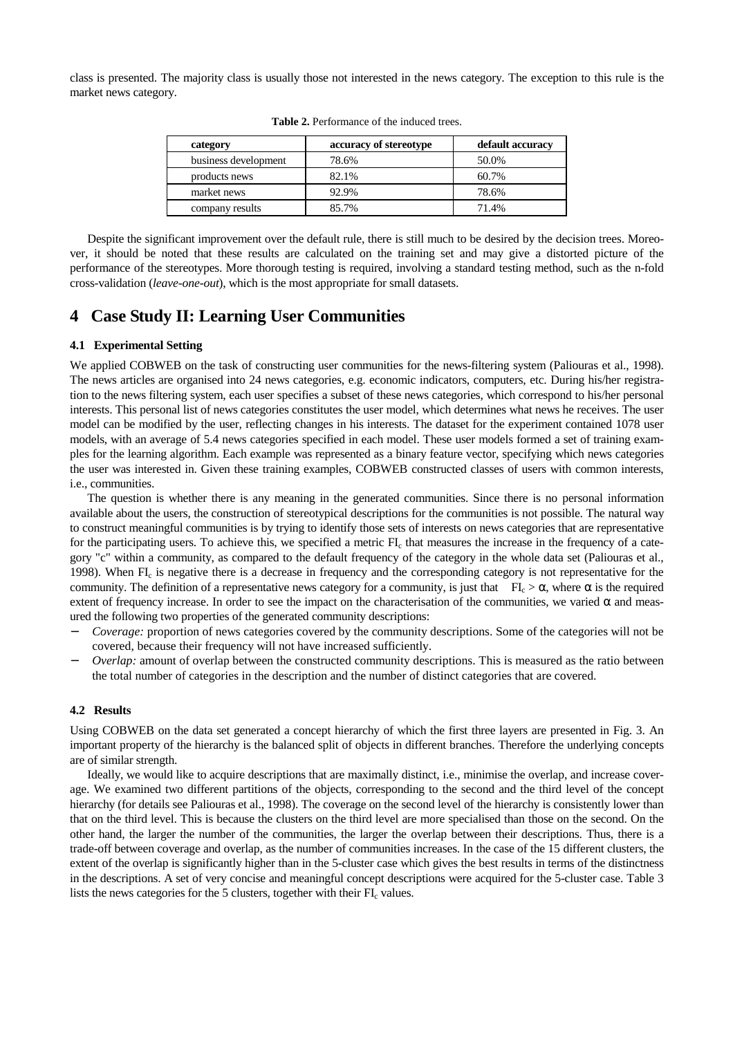class is presented. The majority class is usually those not interested in the news category. The exception to this rule is the market news category.

**Table 2.** Performance of the induced trees.

| category | accuracy of stereotype | default accuracy |
|---|---|---|
| business development | 78.6% | 50.0% |
| products news | 82.1% | 60.7% |
| market news | 92.9% | 78.6% |
| company results | 85.7% | 71.4% |

Despite the significant improvement over the default rule, there is still much to be desired by the decision trees. Moreover, it should be noted that these results are calculated on the training set and may give a distorted picture of the performance of the stereotypes. More thorough testing is required, involving a standard testing method, such as the n-fold cross-validation (*leave-one-out*), which is the most appropriate for small datasets.

# 4 Case Study II: Learning User Communities

### 4.1 Experimental Setting

We applied COBWEB on the task of constructing user communities for the news-filtering system (Paliouras et al., 1998). The news articles are organised into 24 news categories, e.g. economic indicators, computers, etc. During his/her registration to the news filtering system, each user specifies a subset of these news categories, which correspond to his/her personal interests. This personal list of news categories constitutes the user model, which determines what news he receives. The user model can be modified by the user, reflecting changes in his interests. The dataset for the experiment contained 1078 user models, with an average of 5.4 news categories specified in each model. These user models formed a set of training examples for the learning algorithm. Each example was represented as a binary feature vector, specifying which news categories the user was interested in. Given these training examples, COBWEB constructed classes of users with common interests, i.e., communities.

The question is whether there is any meaning in the generated communities. Since there is no personal information available about the users, the construction of stereotypical descriptions for the communities is not possible. The natural way to construct meaningful communities is by trying to identify those sets of interests on news categories that are representative for the participating users. To achieve this, we specified a metric $FI_c$ that measures the increase in the frequency of a category "c" within a community, as compared to the default frequency of the category in the whole data set (Paliouras et al., 1998). When $FI_c$ is negative there is a decrease in frequency and the corresponding category is not representative for the community. The definition of a representative news category for a community, is just that $FI_c > \alpha$, where $\alpha$ is the required extent of frequency increase. In order to see the impact on the characterisation of the communities, we varied $\alpha$ and measured the following two properties of the generated community descriptions:

- *Coverage:* proportion of news categories covered by the community descriptions. Some of the categories will not be covered, because their frequency will not have increased sufficiently.
- *Overlap:* amount of overlap between the constructed community descriptions. This is measured as the ratio between the total number of categories in the description and the number of distinct categories that are covered.

### 4.2 Results

Using COBWEB on the data set generated a concept hierarchy of which the first three layers are presented in Fig. 3. An important property of the hierarchy is the balanced split of objects in different branches. Therefore the underlying concepts are of similar strength.

Ideally, we would like to acquire descriptions that are maximally distinct, i.e., minimise the overlap, and increase coverage. We examined two different partitions of the objects, corresponding to the second and the third level of the concept hierarchy (for details see Paliouras et al., 1998). The coverage on the second level of the hierarchy is consistently lower than that on the third level. This is because the clusters on the third level are more specialised than those on the second. On the other hand, the larger the number of the communities, the larger the overlap between their descriptions. Thus, there is a trade-off between coverage and overlap, as the number of communities increases. In the case of the 15 different clusters, the extent of the overlap is significantly higher than in the 5-cluster case which gives the best results in terms of the distinctness in the descriptions. A set of very concise and meaningful concept descriptions were acquired for the 5-cluster case. Table 3 lists the news categories for the 5 clusters, together with their $FI_c$ values.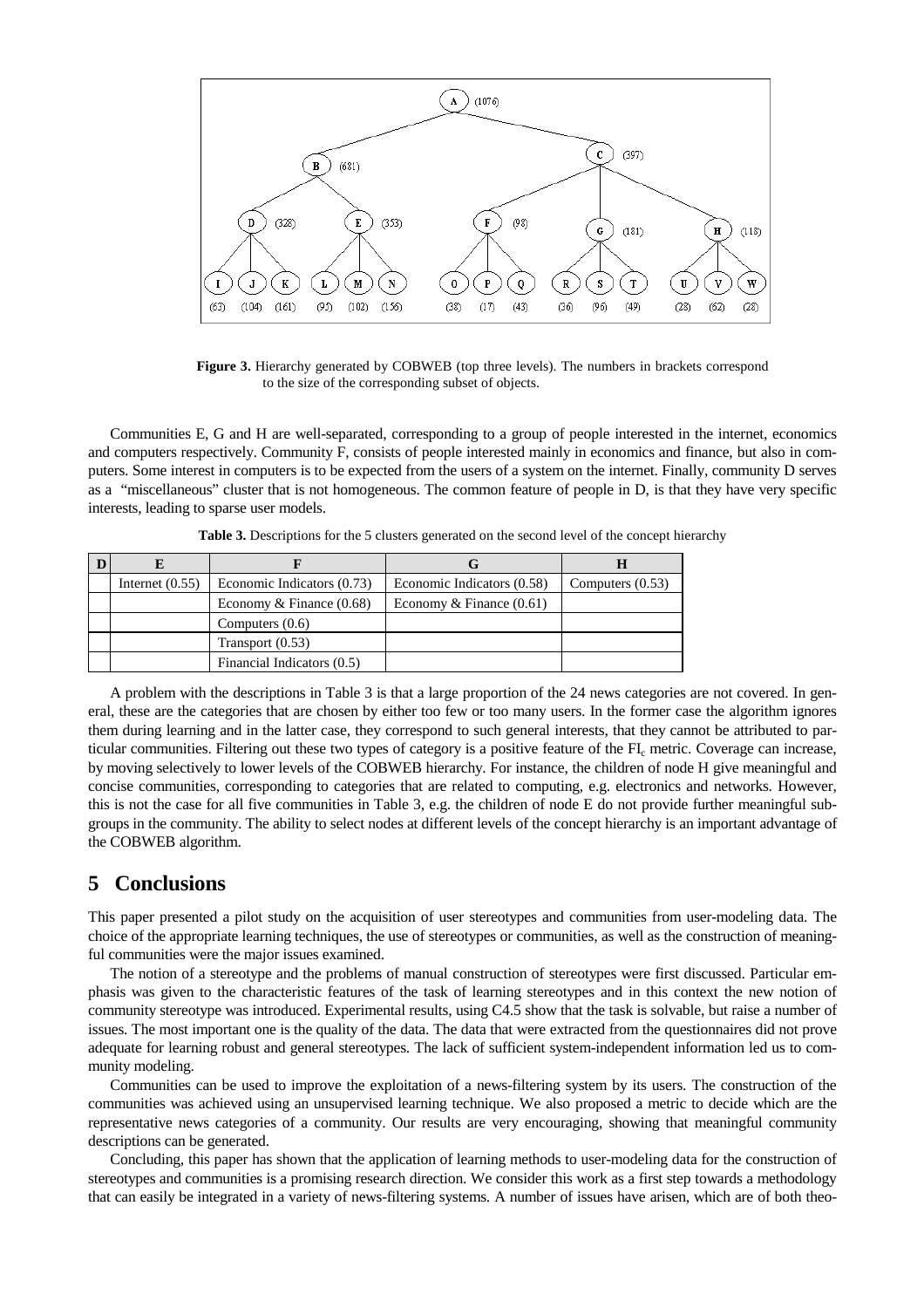**Figure 3.** Hierarchy generated by COBWEB (top three levels). The numbers in brackets correspond to the size of the corresponding subset of objects.

Communities E, G and H are well-separated, corresponding to a group of people interested in the internet, economics and computers respectively. Community F, consists of people interested mainly in economics and finance, but also in computers. Some interest in computers is to be expected from the users of a system on the internet. Finally, community D serves as a "miscellaneous" cluster that is not homogeneous. The common feature of people in D, is that they have very specific interests, leading to sparse user models.

**Table 3.** Descriptions for the 5 clusters generated on the second level of the concept hierarchy

| D | E | F | G | H |
|---|---|---|---|---|
| | Internet (0.55) | Economic Indicators (0.73) | Economic Indicators (0.58) | Computers (0.53) |
| | | Economy & Finance (0.68) | Economy & Finance (0.61) | |
| | | Computers (0.6) | | |
| | | Transport (0.53) | | |
| | | Financial Indicators (0.5) | | |

A problem with the descriptions in Table 3 is that a large proportion of the 24 news categories are not covered. In general, these are the categories that are chosen by either too few or too many users. In the former case the algorithm ignores them during learning and in the latter case, they correspond to such general interests, that they cannot be attributed to particular communities. Filtering out these two types of category is a positive feature of the $FI_c$ metric. Coverage can increase, by moving selectively to lower levels of the COBWEB hierarchy. For instance, the children of node H give meaningful and concise communities, corresponding to categories that are related to computing, e.g. electronics and networks. However, this is not the case for all five communities in Table 3, e.g. the children of node E do not provide further meaningful subgroups in the community. The ability to select nodes at different levels of the concept hierarchy is an important advantage of the COBWEB algorithm.

## 5 Conclusions

This paper presented a pilot study on the acquisition of user stereotypes and communities from user-modeling data. The choice of the appropriate learning techniques, the use of stereotypes or communities, as well as the construction of meaningful communities were the major issues examined.

The notion of a stereotype and the problems of manual construction of stereotypes were first discussed. Particular emphasis was given to the characteristic features of the task of learning stereotypes and in this context the new notion of community stereotype was introduced. Experimental results, using C4.5 show that the task is solvable, but raise a number of issues. The most important one is the quality of the data. The data that were extracted from the questionnaires did not prove adequate for learning robust and general stereotypes. The lack of sufficient system-independent information led us to community modeling.

Communities can be used to improve the exploitation of a news-filtering system by its users. The construction of the communities was achieved using an unsupervised learning technique. We also proposed a metric to decide which are the representative news categories of a community. Our results are very encouraging, showing that meaningful community descriptions can be generated.

Concluding, this paper has shown that the application of learning methods to user-modeling data for the construction of stereotypes and communities is a promising research direction. We consider this work as a first step towards a methodology that can easily be integrated in a variety of news-filtering systems. A number of issues have arisen, which are of both theo-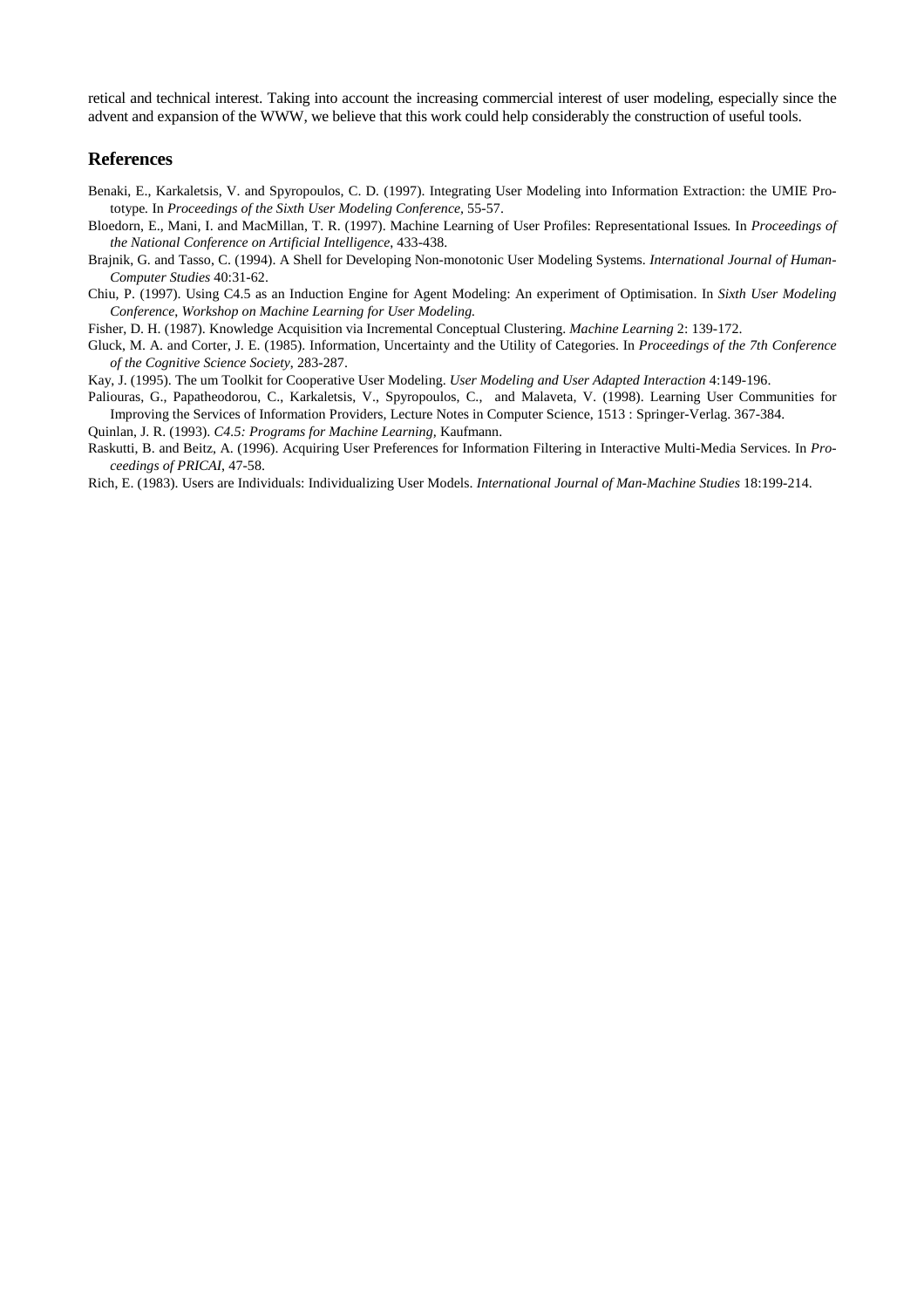retical and technical interest. Taking into account the increasing commercial interest of user modeling, especially since the advent and expansion of the WWW, we believe that this work could help considerably the construction of useful tools.

## References

Benaki, E., Karkaletsis, V. and Spyropoulos, C. D. (1997). Integrating User Modeling into Information Extraction: the UMIE Prototype. In *Proceedings of the Sixth User Modeling Conference*, 55-57.

Bloedorn, E., Mani, I. and MacMillan, T. R. (1997). Machine Learning of User Profiles: Representational Issues. In *Proceedings of the National Conference on Artificial Intelligence*, 433-438.

Brajnik, G. and Tasso, C. (1994). A Shell for Developing Non-monotonic User Modeling Systems. *International Journal of Human-Computer Studies* 40:31-62.

Chiu, P. (1997). Using C4.5 as an Induction Engine for Agent Modeling: An experiment of Optimisation. In *Sixth User Modeling Conference, Workshop on Machine Learning for User Modeling.*

Fisher, D. H. (1987). Knowledge Acquisition via Incremental Conceptual Clustering. *Machine Learning* 2: 139-172.

Gluck, M. A. and Corter, J. E. (1985). Information, Uncertainty and the Utility of Categories. In *Proceedings of the 7th Conference of the Cognitive Science Society*, 283-287.

Kay, J. (1995). The um Toolkit for Cooperative User Modeling. *User Modeling and User Adapted Interaction* 4:149-196.

Paliouras, G., Papatheodorou, C., Karkaletsis, V., Spyropoulos, C., and Malaveta, V. (1998). Learning User Communities for Improving the Services of Information Providers, Lecture Notes in Computer Science, 1513 : Springer-Verlag. 367-384.

Quinlan, J. R. (1993). *C4.5: Programs for Machine Learning,* Kaufmann.

Raskutti, B. and Beitz, A. (1996). Acquiring User Preferences for Information Filtering in Interactive Multi-Media Services. In *Proceedings of PRICAI*, 47-58.

Rich, E. (1983). Users are Individuals: Individualizing User Models. *International Journal of Man-Machine Studies* 18:199-214.